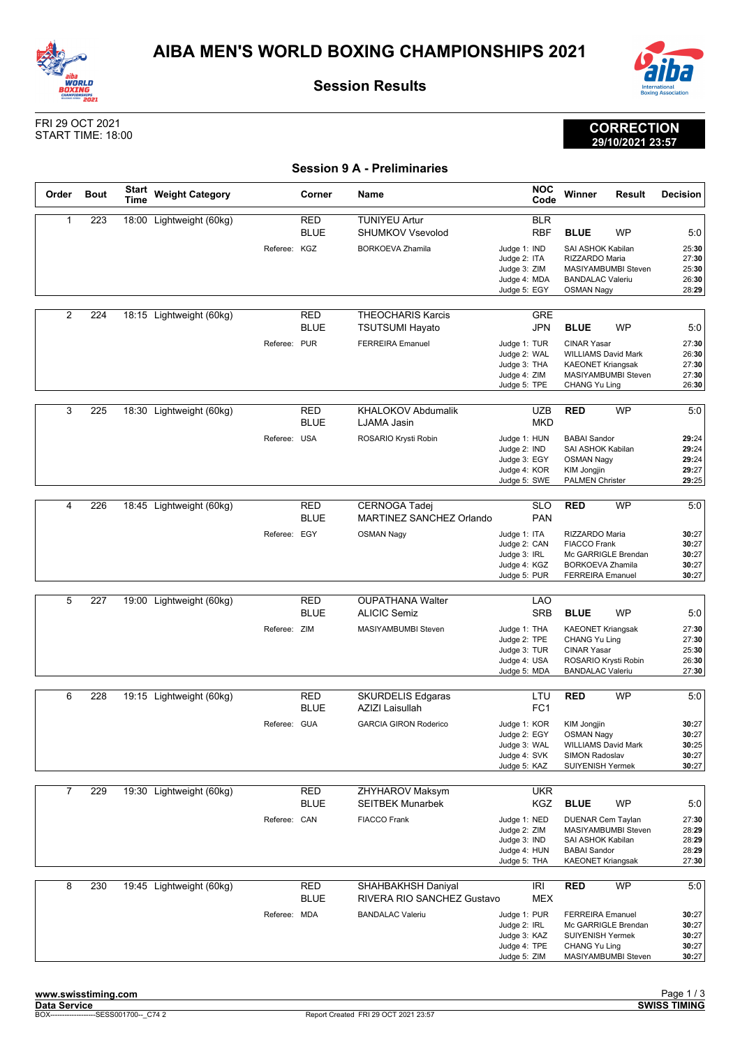# AIBA MEN'S WORLD BOXING CHAMPIONSHIPS 2021

## Session Results

FRI 29 OCT 2021
START TIME: 18:00

**CORRECTION**
**29/10/2021 23:57**

### Session 9 A - Preliminaries

| Order | Bout | Start Time | Weight Category | Corner | Name | NOC Code | Winner | Result | Decision |
|---|---|---|---|---|---|---|---|---|---|
| 1 | 223 | 18:00 | Lightweight (60kg) | RED | TUNIYEU Artur | BLR | | | |
| | | | | BLUE | SHUMKOV Vsevolod | RBF | **BLUE** | WP | 5:0 |
| | | | Referee: KGZ | | BORKOEVA Zhamila | Judge 1: IND | SAI ASHOK Kabilan | | 25:**30** |
| | | | | | | Judge 2: ITA | RIZZARDO Maria | | 27:**30** |
| | | | | | | Judge 3: ZIM | MASIYAMBUMBI Steven | | 25:**30** |
| | | | | | | Judge 4: MDA | BANDALAC Valeriu | | 26:**30** |
| | | | | | | Judge 5: EGY | OSMAN Nagy | | 28:**29** |
| 2 | 224 | 18:15 | Lightweight (60kg) | RED | THEOCHARIS Karcis | GRE | | | |
| | | | | BLUE | TSUTSUMI Hayato | JPN | **BLUE** | WP | 5:0 |
| | | | Referee: PUR | | FERREIRA Emanuel | Judge 1: TUR | CINAR Yasar | | 27:**30** |
| | | | | | | Judge 2: WAL | WILLIAMS David Mark | | 26:**30** |
| | | | | | | Judge 3: THA | KAEONET Kriangsak | | 27:**30** |
| | | | | | | Judge 4: ZIM | MASIYAMBUMBI Steven | | 27:**30** |
| | | | | | | Judge 5: TPE | CHANG Yu Ling | | 26:**30** |
| 3 | 225 | 18:30 | Lightweight (60kg) | RED | KHALOKOV Abdumalik | UZB | **RED** | WP | 5:0 |
| | | | | BLUE | LJAMA Jasin | MKD | | | |
| | | | Referee: USA | | ROSARIO Krysti Robin | Judge 1: HUN | BABAI Sandor | | **29**:24 |
| | | | | | | Judge 2: IND | SAI ASHOK Kabilan | | **29**:24 |
| | | | | | | Judge 3: EGY | OSMAN Nagy | | **29**:24 |
| | | | | | | Judge 4: KOR | KIM Jongjin | | **29**:27 |
| | | | | | | Judge 5: SWE | PALMEN Christer | | **29**:25 |
| 4 | 226 | 18:45 | Lightweight (60kg) | RED | CERNOGA Tadej | SLO | **RED** | WP | 5:0 |
| | | | | BLUE | MARTINEZ SANCHEZ Orlando | PAN | | | |
| | | | Referee: EGY | | OSMAN Nagy | Judge 1: ITA | RIZZARDO Maria | | **30**:27 |
| | | | | | | Judge 2: CAN | FIACCO Frank | | **30**:27 |
| | | | | | | Judge 3: IRL | Mc GARRIGLE Brendan | | **30**:27 |
| | | | | | | Judge 4: KGZ | BORKOEVA Zhamila | | **30**:27 |
| | | | | | | Judge 5: PUR | FERREIRA Emanuel | | **30**:27 |
| 5 | 227 | 19:00 | Lightweight (60kg) | RED | OUPATHANA Walter | LAO | | | |
| | | | | BLUE | ALICIC Semiz | SRB | **BLUE** | WP | 5:0 |
| | | | Referee: ZIM | | MASIYAMBUMBI Steven | Judge 1: THA | KAEONET Kriangsak | | 27:**30** |
| | | | | | | Judge 2: TPE | CHANG Yu Ling | | 27:**30** |
| | | | | | | Judge 3: TUR | CINAR Yasar | | 25:**30** |
| | | | | | | Judge 4: USA | ROSARIO Krysti Robin | | 26:**30** |
| | | | | | | Judge 5: MDA | BANDALAC Valeriu | | 27:**30** |
| 6 | 228 | 19:15 | Lightweight (60kg) | RED | SKURDELIS Edgaras | LTU | **RED** | WP | 5:0 |
| | | | | BLUE | AZIZI Laisullah | FC1 | | | |
| | | | Referee: GUA | | GARCIA GIRON Roderico | Judge 1: KOR | KIM Jongjin | | **30**:27 |
| | | | | | | Judge 2: EGY | OSMAN Nagy | | **30**:27 |
| | | | | | | Judge 3: WAL | WILLIAMS David Mark | | **30**:25 |
| | | | | | | Judge 4: SVK | SIMON Radoslav | | **30**:27 |
| | | | | | | Judge 5: KAZ | SUIYENISH Yermek | | **30**:27 |
| 7 | 229 | 19:30 | Lightweight (60kg) | RED | ZHYHAROV Maksym | UKR | | | |
| | | | | BLUE | SEITBEK Munarbek | KGZ | **BLUE** | WP | 5:0 |
| | | | Referee: CAN | | FIACCO Frank | Judge 1: NED | DUENAR Cem Taylan | | 27:**30** |
| | | | | | | Judge 2: ZIM | MASIYAMBUMBI Steven | | 28:**29** |
| | | | | | | Judge 3: IND | SAI ASHOK Kabilan | | 28:**29** |
| | | | | | | Judge 4: HUN | BABAI Sandor | | 28:**29** |
| | | | | | | Judge 5: THA | KAEONET Kriangsak | | 27:**30** |
| 8 | 230 | 19:45 | Lightweight (60kg) | RED | SHAHBAKHSH Daniyal | IRI | **RED** | WP | 5:0 |
| | | | | BLUE | RIVERA RIO SANCHEZ Gustavo | MEX | | | |
| | | | Referee: MDA | | BANDALAC Valeriu | Judge 1: PUR | FERREIRA Emanuel | | **30**:27 |
| | | | | | | Judge 2: IRL | Mc GARRIGLE Brendan | | **30**:27 |
| | | | | | | Judge 3: KAZ | SUIYENISH Yermek | | **30**:27 |
| | | | | | | Judge 4: TPE | CHANG Yu Ling | | **30**:27 |
| | | | | | | Judge 5: ZIM | MASIYAMBUMBI Steven | | **30**:27 |

www.swisstiming.com
Data Service
BOX-------------------SESS001700--_C74 2
Report Created FRI 29 OCT 2021 23:57
SWISS TIMING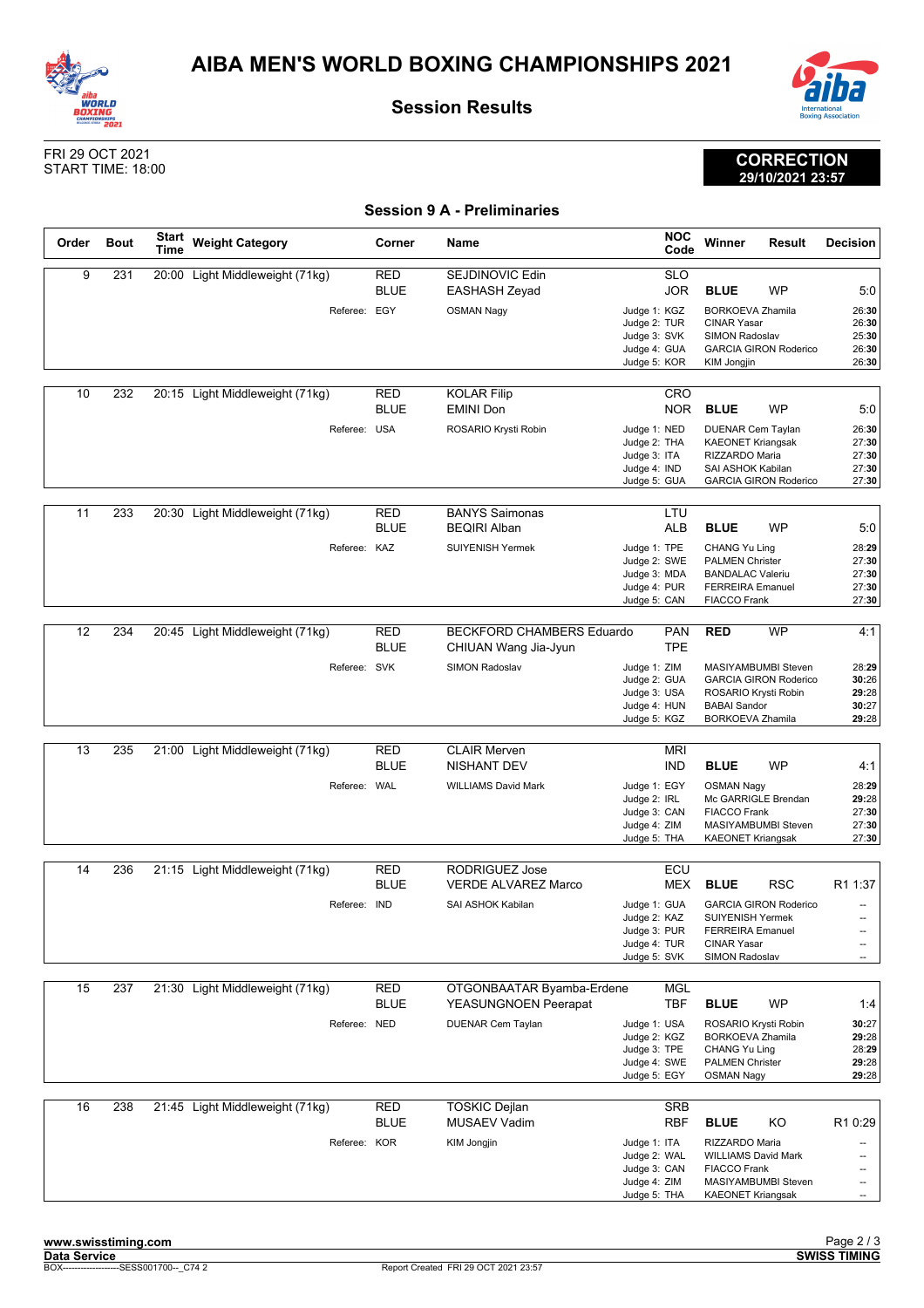# AIBA MEN'S WORLD BOXING CHAMPIONSHIPS 2021

## Session Results

FRI 29 OCT 2021
START TIME: 18:00

**CORRECTION**
**29/10/2021 23:57**

### Session 9 A - Preliminaries

| Order | Bout | Start Time | Weight Category | Corner | Name | NOC Code | Winner | Result | Decision |
|---|---|---|---|---|---|---|---|---|---|
| 9 | 231 | 20:00 | Light Middleweight (71kg) | RED | SEJDINOVIC Edin | SLO | | | |
| | | | | BLUE | EASHASH Zeyad | JOR | **BLUE** | WP | 5:0 |
| | | | Referee: | EGY | OSMAN Nagy | Judge 1: KGZ | BORKOEVA Zhamila | | 26:**30** |
| | | | | | | Judge 2: TUR | CINAR Yasar | | 26:**30** |
| | | | | | | Judge 3: SVK | SIMON Radoslav | | 25:**30** |
| | | | | | | Judge 4: GUA | GARCIA GIRON Roderico | | 26:**30** |
| | | | | | | Judge 5: KOR | KIM Jongjin | | 26:**30** |
| 10 | 232 | 20:15 | Light Middleweight (71kg) | RED | KOLAR Filip | CRO | | | |
| | | | | BLUE | EMINI Don | NOR | **BLUE** | WP | 5:0 |
| | | | Referee: | USA | ROSARIO Krysti Robin | Judge 1: NED | DUENAR Cem Taylan | | 26:**30** |
| | | | | | | Judge 2: THA | KAEONET Kriangsak | | 27:**30** |
| | | | | | | Judge 3: ITA | RIZZARDO Maria | | 27:**30** |
| | | | | | | Judge 4: IND | SAI ASHOK Kabilan | | 27:**30** |
| | | | | | | Judge 5: GUA | GARCIA GIRON Roderico | | 27:**30** |
| 11 | 233 | 20:30 | Light Middleweight (71kg) | RED | BANYS Saimonas | LTU | | | |
| | | | | BLUE | BEQIRI Alban | ALB | **BLUE** | WP | 5:0 |
| | | | Referee: | KAZ | SUIYENISH Yermek | Judge 1: TPE | CHANG Yu Ling | | 28:**29** |
| | | | | | | Judge 2: SWE | PALMEN Christer | | 27:**30** |
| | | | | | | Judge 3: MDA | BANDALAC Valeriu | | 27:**30** |
| | | | | | | Judge 4: PUR | FERREIRA Emanuel | | 27:**30** |
| | | | | | | Judge 5: CAN | FIACCO Frank | | 27:**30** |
| 12 | 234 | 20:45 | Light Middleweight (71kg) | RED | BECKFORD CHAMBERS Eduardo | PAN | **RED** | WP | 4:1 |
| | | | | BLUE | CHIUAN Wang Jia-Jyun | TPE | | | |
| | | | Referee: | SVK | SIMON Radoslav | Judge 1: ZIM | MASIYAMBUMBI Steven | | 28:**29** |
| | | | | | | Judge 2: GUA | GARCIA GIRON Roderico | | **30**:26 |
| | | | | | | Judge 3: USA | ROSARIO Krysti Robin | | **29**:28 |
| | | | | | | Judge 4: HUN | BABAI Sandor | | **30**:27 |
| | | | | | | Judge 5: KGZ | BORKOEVA Zhamila | | **29**:28 |
| 13 | 235 | 21:00 | Light Middleweight (71kg) | RED | CLAIR Merven | MRI | | | |
| | | | | BLUE | NISHANT DEV | IND | **BLUE** | WP | 4:1 |
| | | | Referee: | WAL | WILLIAMS David Mark | Judge 1: EGY | OSMAN Nagy | | 28:**29** |
| | | | | | | Judge 2: IRL | Mc GARRIGLE Brendan | | **29**:28 |
| | | | | | | Judge 3: CAN | FIACCO Frank | | 27:**30** |
| | | | | | | Judge 4: ZIM | MASIYAMBUMBI Steven | | 27:**30** |
| | | | | | | Judge 5: THA | KAEONET Kriangsak | | 27:**30** |
| 14 | 236 | 21:15 | Light Middleweight (71kg) | RED | RODRIGUEZ Jose | ECU | | | |
| | | | | BLUE | VERDE ALVAREZ Marco | MEX | **BLUE** | RSC | R1 1:37 |
| | | | Referee: | IND | SAI ASHOK Kabilan | Judge 1: GUA | GARCIA GIRON Roderico | | -- |
| | | | | | | Judge 2: KAZ | SUIYENISH Yermek | | -- |
| | | | | | | Judge 3: PUR | FERREIRA Emanuel | | -- |
| | | | | | | Judge 4: TUR | CINAR Yasar | | -- |
| | | | | | | Judge 5: SVK | SIMON Radoslav | | -- |
| 15 | 237 | 21:30 | Light Middleweight (71kg) | RED | OTGONBAATAR Byamba-Erdene | MGL | | | |
| | | | | BLUE | YEASUNGNOEN Peerapat | TBF | **BLUE** | WP | 1:4 |
| | | | Referee: | NED | DUENAR Cem Taylan | Judge 1: USA | ROSARIO Krysti Robin | | **30**:27 |
| | | | | | | Judge 2: KGZ | BORKOEVA Zhamila | | **29**:28 |
| | | | | | | Judge 3: TPE | CHANG Yu Ling | | 28:**29** |
| | | | | | | Judge 4: SWE | PALMEN Christer | | **29**:28 |
| | | | | | | Judge 5: EGY | OSMAN Nagy | | **29**:28 |
| 16 | 238 | 21:45 | Light Middleweight (71kg) | RED | TOSKIC Dejlan | SRB | | | |
| | | | | BLUE | MUSAEV Vadim | RBF | **BLUE** | KO | R1 0:29 |
| | | | Referee: | KOR | KIM Jongjin | Judge 1: ITA | RIZZARDO Maria | | -- |
| | | | | | | Judge 2: WAL | WILLIAMS David Mark | | -- |
| | | | | | | Judge 3: CAN | FIACCO Frank | | -- |
| | | | | | | Judge 4: ZIM | MASIYAMBUMBI Steven | | -- |
| | | | | | | Judge 5: THA | KAEONET Kriangsak | | -- |

www.swisstiming.com
Data Service
BOX-------------------SESS001700--_C74 2
Report Created FRI 29 OCT 2021 23:57
SWISS TIMING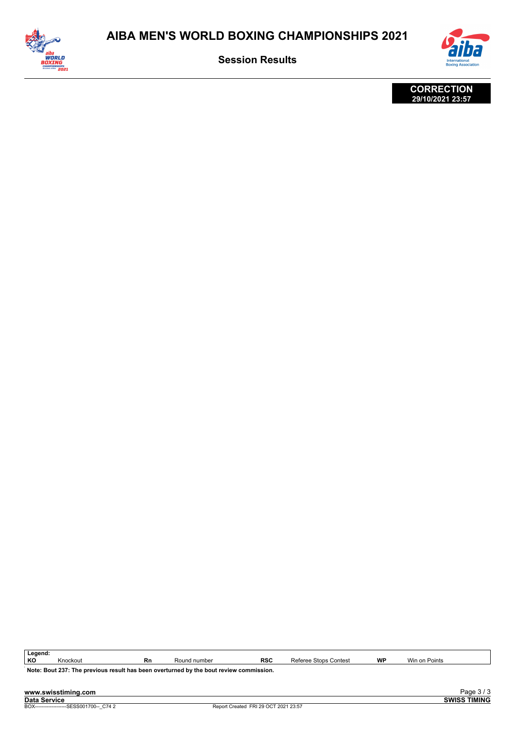**CORRECTION**
**29/10/2021 23:57**

| Legend: | | | | | | | |
|---|---|---|---|---|---|---|---|
| **KO** | Knockout | **Rn** | Round number | **RSC** | Referee Stops Contest | **WP** | Win on Points |

**Note: Bout 237: The previous result has been overturned by the bout review commission.**